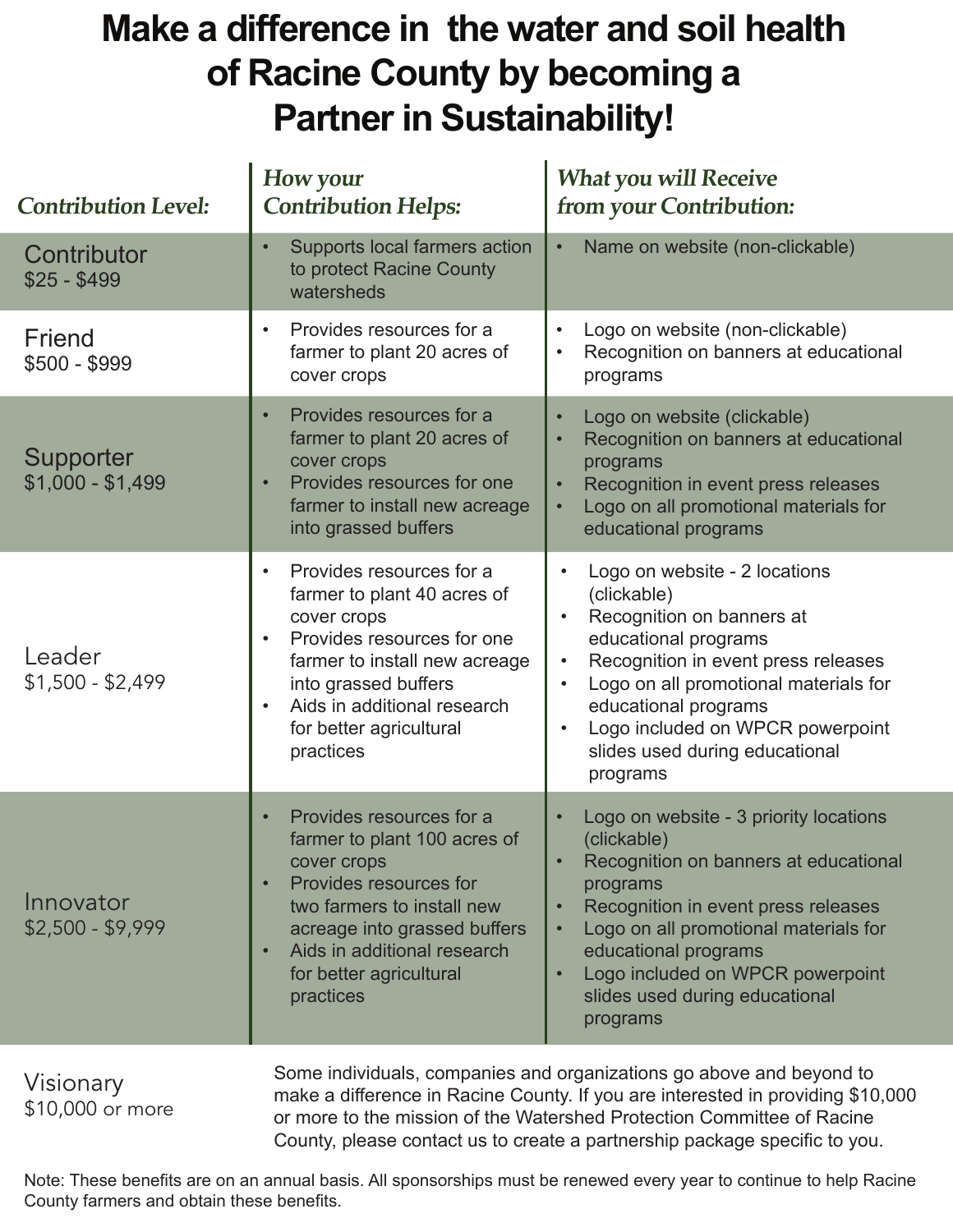# Make a difference in the water and soil health of Racine County by becoming a Partner in Sustainability!

| *Contribution Level:* | *How your Contribution Helps:* | *What you will Receive from your Contribution:* |
|---|---|---|
| Contributor<br>$25 - $499 | • Supports local farmers action to protect Racine County watersheds | • Name on website (non-clickable) |
| Friend<br>$500 - $999 | • Provides resources for a farmer to plant 20 acres of cover crops | • Logo on website (non-clickable)<br>• Recognition on banners at educational programs |
| Supporter<br>$1,000 - $1,499 | • Provides resources for a farmer to plant 20 acres of cover crops<br>• Provides resources for one farmer to install new acreage into grassed buffers | • Logo on website (clickable)<br>• Recognition on banners at educational programs<br>• Recognition in event press releases<br>• Logo on all promotional materials for educational programs |
| Leader<br>$1,500 - $2,499 | • Provides resources for a farmer to plant 40 acres of cover crops<br>• Provides resources for one farmer to install new acreage into grassed buffers<br>• Aids in additional research for better agricultural practices | • Logo on website - 2 locations (clickable)<br>• Recognition on banners at educational programs<br>• Recognition in event press releases<br>• Logo on all promotional materials for educational programs<br>• Logo included on WPCR powerpoint slides used during educational programs |
| Innovator<br>$2,500 - $9,999 | • Provides resources for a farmer to plant 100 acres of cover crops<br>• Provides resources for two farmers to install new acreage into grassed buffers<br>• Aids in additional research for better agricultural practices | • Logo on website - 3 priority locations (clickable)<br>• Recognition on banners at educational programs<br>• Recognition in event press releases<br>• Logo on all promotional materials for educational programs<br>• Logo included on WPCR powerpoint slides used during educational programs |
| Visionary<br>$10,000 or more | Some individuals, companies and organizations go above and beyond to make a difference in Racine County. If you are interested in providing $10,000 or more to the mission of the Watershed Protection Committee of Racine County, please contact us to create a partnership package specific to you. | |

Note: These benefits are on an annual basis. All sponsorships must be renewed every year to continue to help Racine County farmers and obtain these benefits.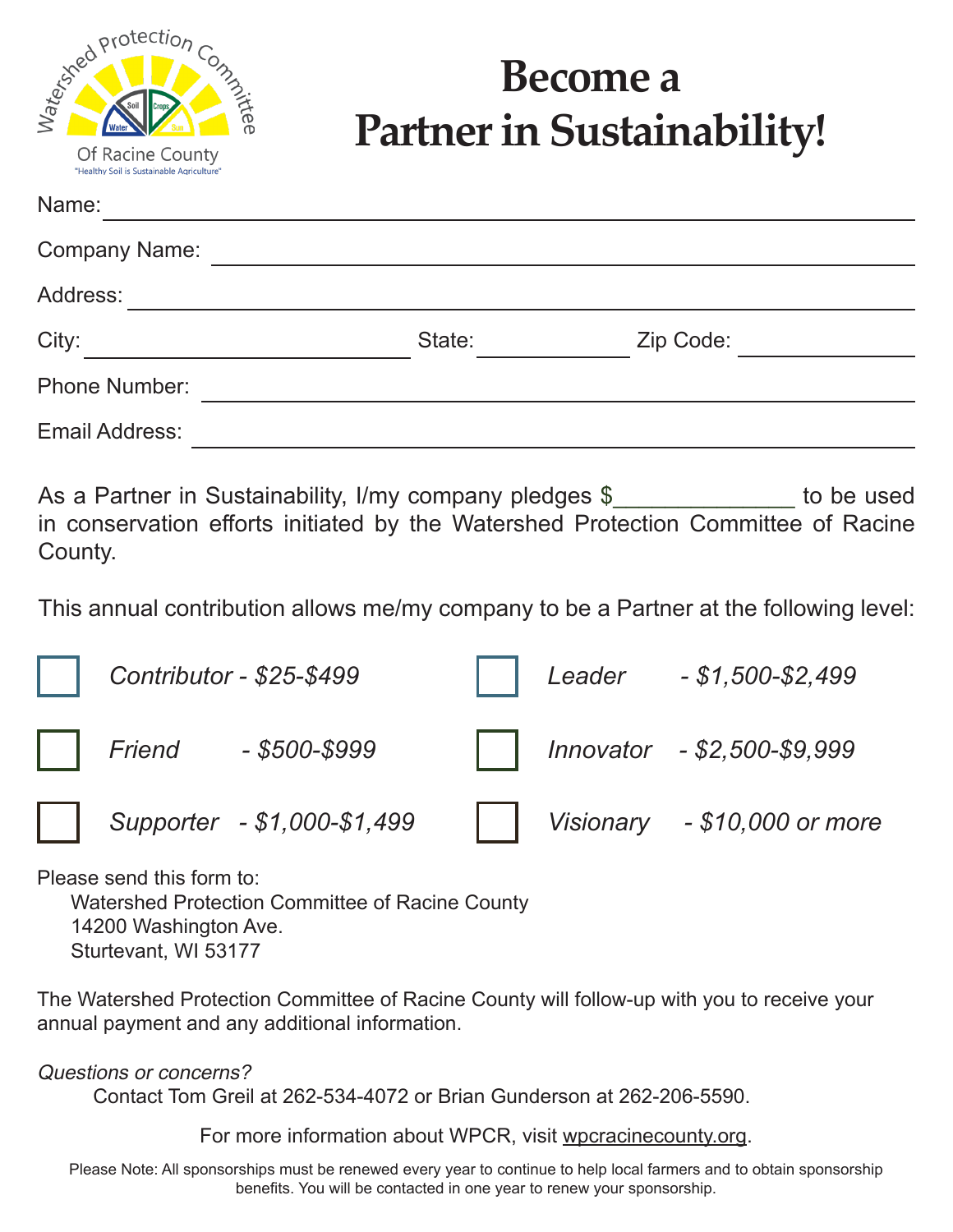Watershed Protection Committee
Of Racine County
"Healthy Soil is Sustainable Agriculture"

# Become a Partner in Sustainability!

Name: ______________________________

Company Name: ______________________________

Address: ______________________________

City: ______________ State: ________ Zip Code: ________

Phone Number: ______________________________

Email Address: ______________________________

As a Partner in Sustainability, I/my company pledges $_____________ to be used in conservation efforts initiated by the Watershed Protection Committee of Racine County.

This annual contribution allows me/my company to be a Partner at the following level:

- ☐ *Contributor - $25-$499*
- ☐ *Friend - $500-$999*
- ☐ *Supporter - $1,000-$1,499*
- ☐ *Leader - $1,500-$2,499*
- ☐ *Innovator - $2,500-$9,999*
- ☐ *Visionary - $10,000 or more*

Please send this form to:
Watershed Protection Committee of Racine County
14200 Washington Ave.
Sturtevant, WI 53177

The Watershed Protection Committee of Racine County will follow-up with you to receive your annual payment and any additional information.

*Questions or concerns?*
Contact Tom Greil at 262-534-4072 or Brian Gunderson at 262-206-5590.

For more information about WPCR, visit wpcracinecounty.org.

Please Note: All sponsorships must be renewed every year to continue to help local farmers and to obtain sponsorship benefits. You will be contacted in one year to renew your sponsorship.